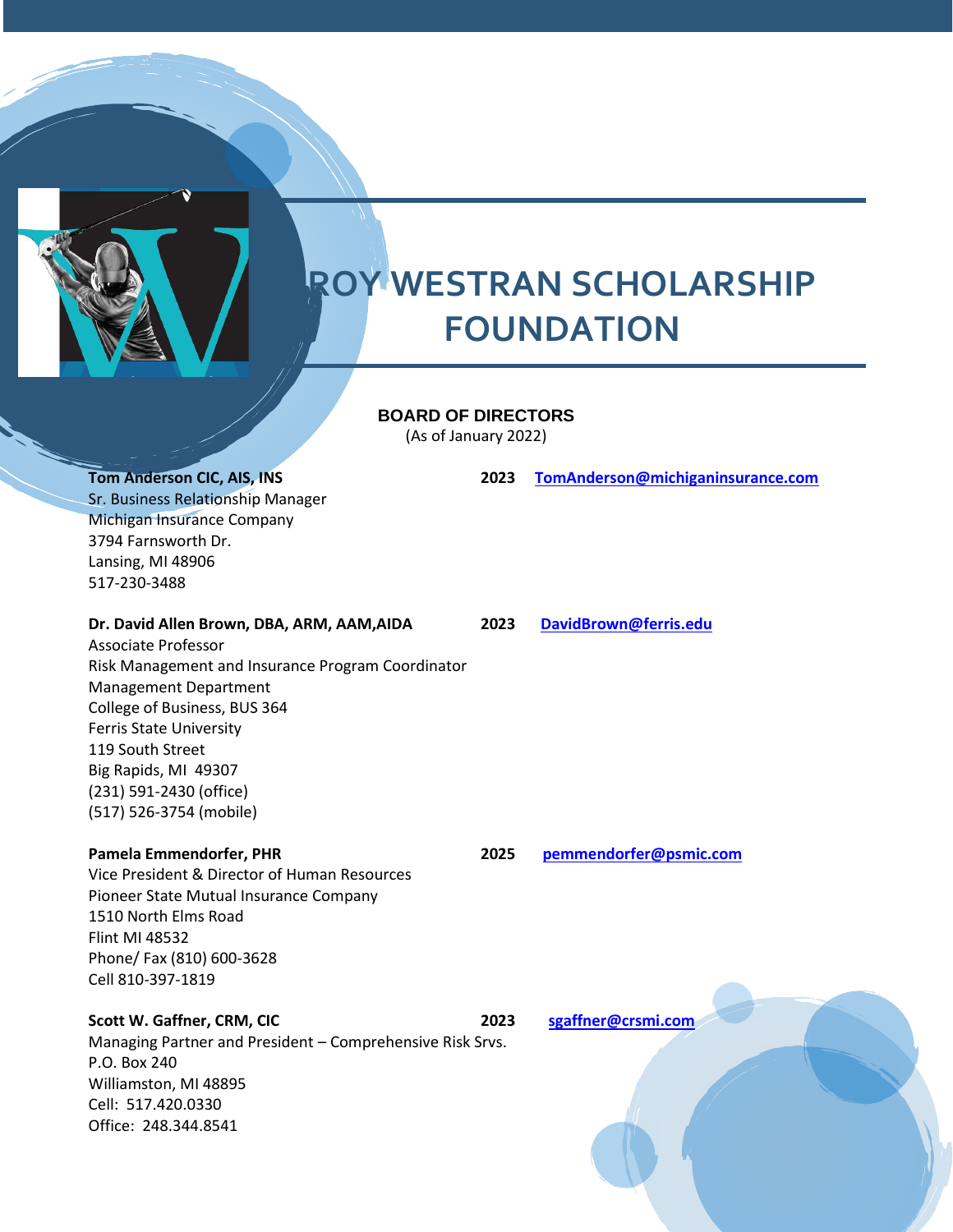# ROY WESTRAN SCHOLARSHIP FOUNDATION

## BOARD OF DIRECTORS

(As of January 2022)

**Tom Anderson CIC, AIS, INS** — **2023** — TomAnderson@michiganinsurance.com
Sr. Business Relationship Manager
Michigan Insurance Company
3794 Farnsworth Dr.
Lansing, MI 48906
517-230-3488

**Dr. David Allen Brown, DBA, ARM, AAM,AIDA** — **2023** — DavidBrown@ferris.edu
Associate Professor
Risk Management and Insurance Program Coordinator
Management Department
College of Business, BUS 364
Ferris State University
119 South Street
Big Rapids, MI 49307
(231) 591-2430 (office)
(517) 526-3754 (mobile)

**Pamela Emmendorfer, PHR** — **2025** — pemmendorfer@psmic.com
Vice President & Director of Human Resources
Pioneer State Mutual Insurance Company
1510 North Elms Road
Flint MI 48532
Phone/ Fax (810) 600-3628
Cell 810-397-1819

**Scott W. Gaffner, CRM, CIC** — **2023** — sgaffner@crsmi.com
Managing Partner and President – Comprehensive Risk Srvs.
P.O. Box 240
Williamston, MI 48895
Cell: 517.420.0330
Office: 248.344.8541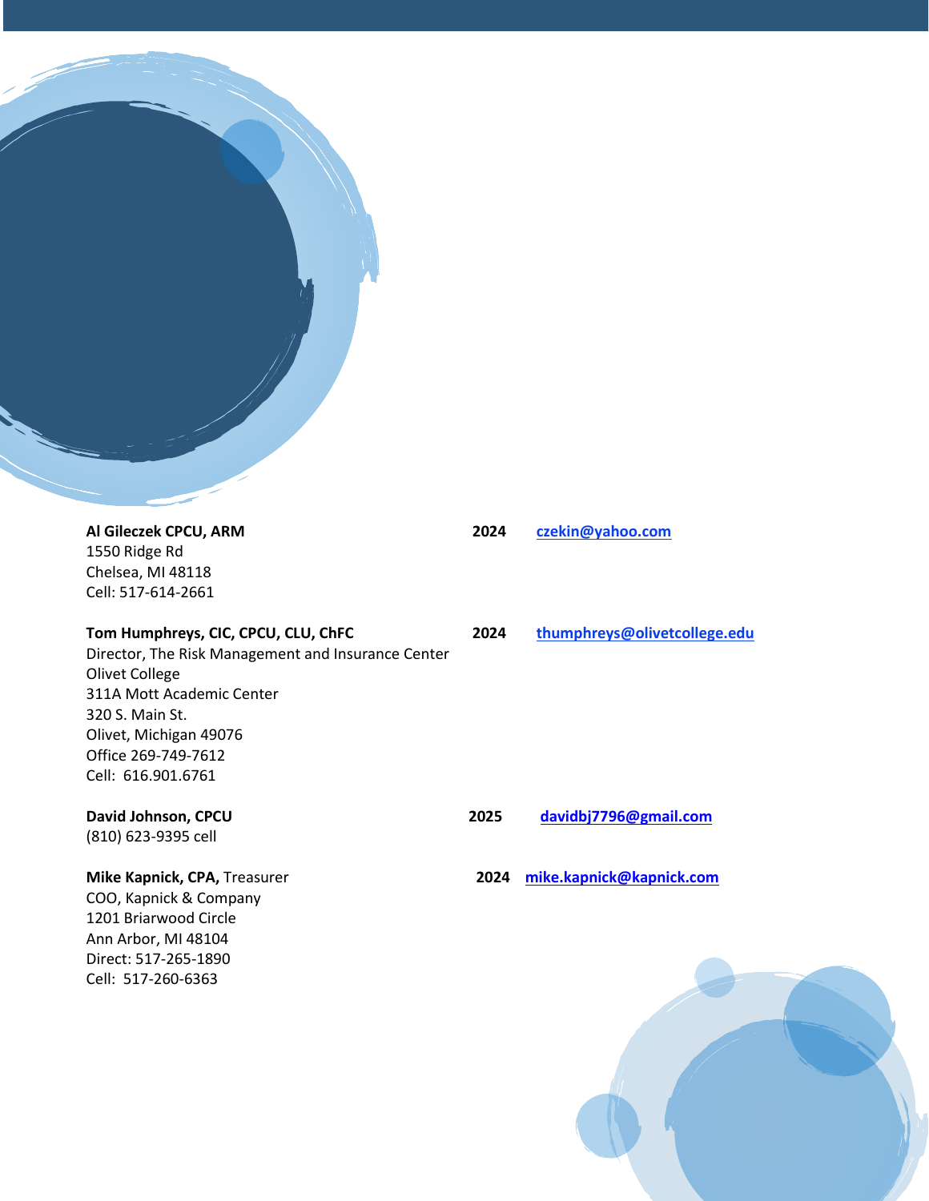**Al Gileczek CPCU, ARM** **2024** czekin@yahoo.com
1550 Ridge Rd
Chelsea, MI 48118
Cell: 517-614-2661

**Tom Humphreys, CIC, CPCU, CLU, ChFC** **2024** thumphreys@olivetcollege.edu
Director, The Risk Management and Insurance Center
Olivet College
311A Mott Academic Center
320 S. Main St.
Olivet, Michigan 49076
Office 269-749-7612
Cell: 616.901.6761

**David Johnson, CPCU** **2025** davidbj7796@gmail.com
(810) 623-9395 cell

**Mike Kapnick, CPA,** Treasurer **2024** mike.kapnick@kapnick.com
COO, Kapnick & Company
1201 Briarwood Circle
Ann Arbor, MI 48104
Direct: 517-265-1890
Cell: 517-260-6363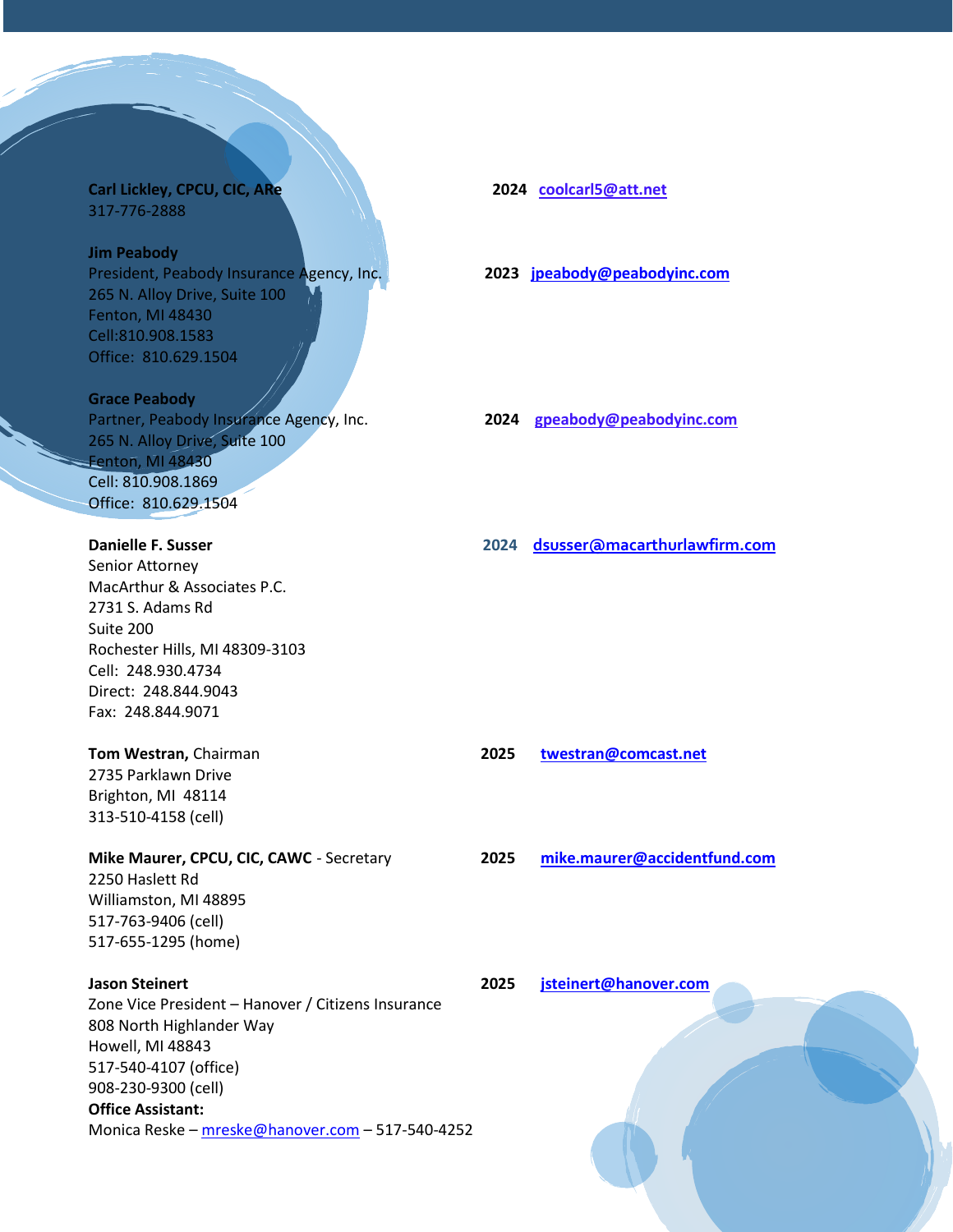**Carl Lickley, CPCU, CIC, ARe** — 2024 — coolcarl5@att.net
317-776-2888

**Jim Peabody** — 2023 — jpeabody@peabodyinc.com
President, Peabody Insurance Agency, Inc.
265 N. Alloy Drive, Suite 100
Fenton, MI 48430
Cell:810.908.1583
Office: 810.629.1504

**Grace Peabody** — 2024 — gpeabody@peabodyinc.com
Partner, Peabody Insurance Agency, Inc.
265 N. Alloy Drive, Suite 100
Fenton, MI 48430
Cell: 810.908.1869
Office: 810.629.1504

**Danielle F. Susser** — 2024 — dsusser@macarthurlawfirm.com
Senior Attorney
MacArthur & Associates P.C.
2731 S. Adams Rd
Suite 200
Rochester Hills, MI 48309-3103
Cell: 248.930.4734
Direct: 248.844.9043
Fax: 248.844.9071

**Tom Westran,** Chairman — 2025 — twestran@comcast.net
2735 Parklawn Drive
Brighton, MI 48114
313-510-4158 (cell)

**Mike Maurer, CPCU, CIC, CAWC** - Secretary — 2025 — mike.maurer@accidentfund.com
2250 Haslett Rd
Williamston, MI 48895
517-763-9406 (cell)
517-655-1295 (home)

**Jason Steinert** — 2025 — jsteinert@hanover.com
Zone Vice President – Hanover / Citizens Insurance
808 North Highlander Way
Howell, MI 48843
517-540-4107 (office)
908-230-9300 (cell)
**Office Assistant:**
Monica Reske – mreske@hanover.com – 517-540-4252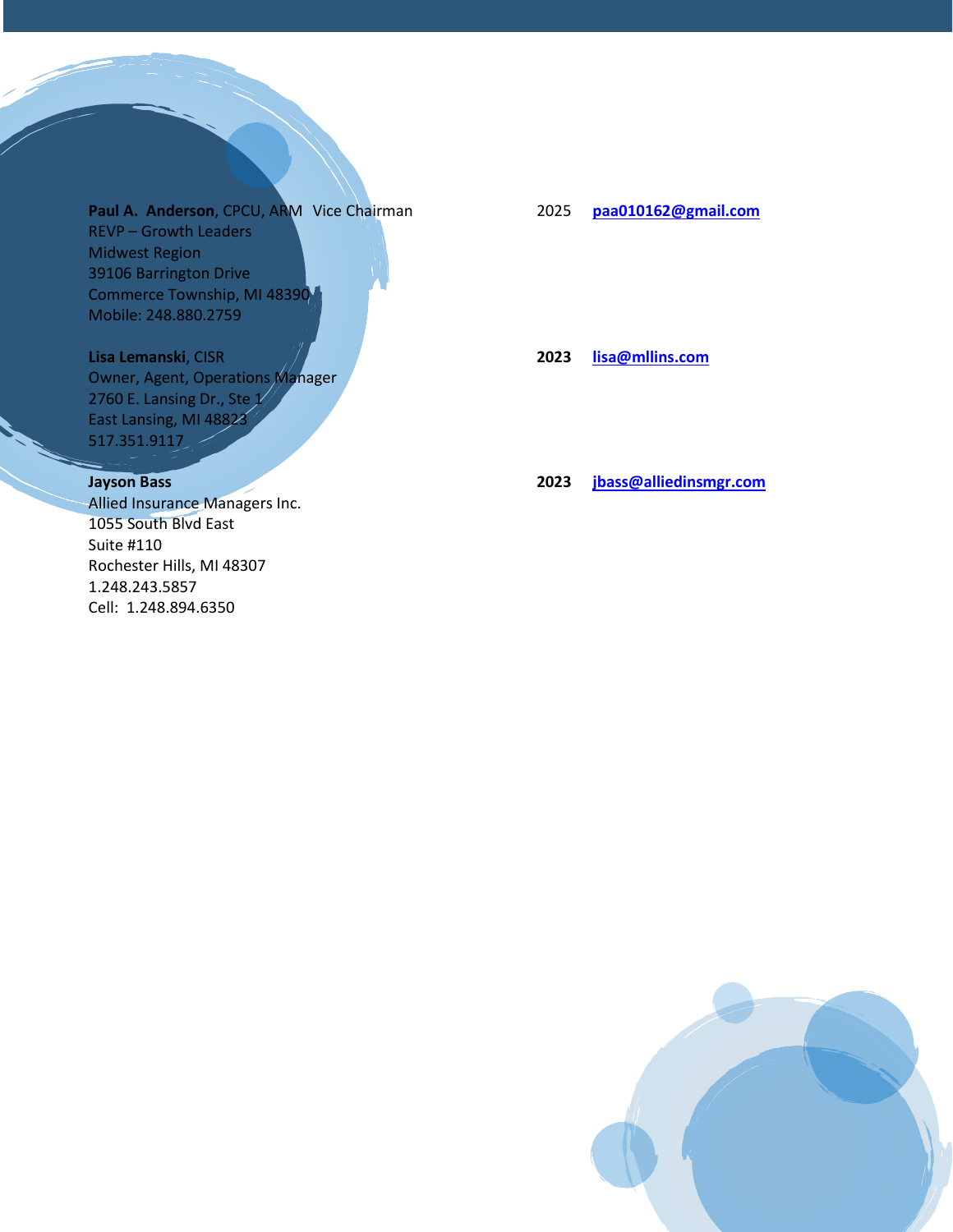**Paul A. Anderson**, CPCU, ARM Vice Chairman
REVP – Growth Leaders
Midwest Region
39106 Barrington Drive
Commerce Township, MI 48390
Mobile: 248.880.2759

2025 **paa010162@gmail.com**

**Lisa Lemanski**, CISR
Owner, Agent, Operations Manager
2760 E. Lansing Dr., Ste 1
East Lansing, MI 48823
517.351.9117

**2023** **lisa@mllins.com**

**Jayson Bass**
Allied Insurance Managers Inc.
1055 South Blvd East
Suite #110
Rochester Hills, MI 48307
1.248.243.5857
Cell: 1.248.894.6350

**2023** **jbass@alliedinsmgr.com**